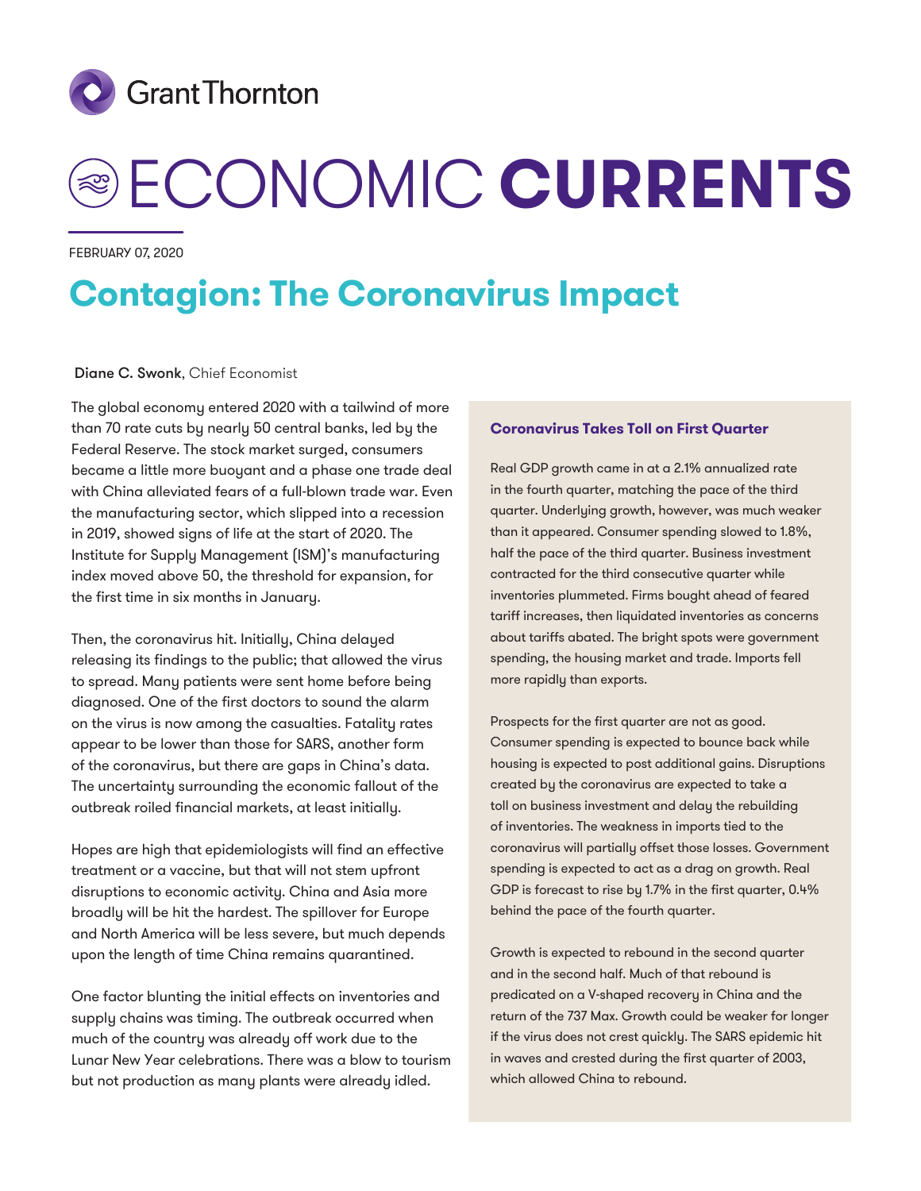# ECONOMIC **CURRENTS**

FEBRUARY 07, 2020

## Contagion: The Coronavirus Impact

**Diane C. Swonk**, Chief Economist

The global economy entered 2020 with a tailwind of more than 70 rate cuts by nearly 50 central banks, led by the Federal Reserve. The stock market surged, consumers became a little more buoyant and a phase one trade deal with China alleviated fears of a full-blown trade war. Even the manufacturing sector, which slipped into a recession in 2019, showed signs of life at the start of 2020. The Institute for Supply Management (ISM)'s manufacturing index moved above 50, the threshold for expansion, for the first time in six months in January.

Then, the coronavirus hit. Initially, China delayed releasing its findings to the public; that allowed the virus to spread. Many patients were sent home before being diagnosed. One of the first doctors to sound the alarm on the virus is now among the casualties. Fatality rates appear to be lower than those for SARS, another form of the coronavirus, but there are gaps in China's data. The uncertainty surrounding the economic fallout of the outbreak roiled financial markets, at least initially.

Hopes are high that epidemiologists will find an effective treatment or a vaccine, but that will not stem upfront disruptions to economic activity. China and Asia more broadly will be hit the hardest. The spillover for Europe and North America will be less severe, but much depends upon the length of time China remains quarantined.

One factor blunting the initial effects on inventories and supply chains was timing. The outbreak occurred when much of the country was already off work due to the Lunar New Year celebrations. There was a blow to tourism but not production as many plants were already idled.

### Coronavirus Takes Toll on First Quarter

Real GDP growth came in at a 2.1% annualized rate in the fourth quarter, matching the pace of the third quarter. Underlying growth, however, was much weaker than it appeared. Consumer spending slowed to 1.8%, half the pace of the third quarter. Business investment contracted for the third consecutive quarter while inventories plummeted. Firms bought ahead of feared tariff increases, then liquidated inventories as concerns about tariffs abated. The bright spots were government spending, the housing market and trade. Imports fell more rapidly than exports.

Prospects for the first quarter are not as good. Consumer spending is expected to bounce back while housing is expected to post additional gains. Disruptions created by the coronavirus are expected to take a toll on business investment and delay the rebuilding of inventories. The weakness in imports tied to the coronavirus will partially offset those losses. Government spending is expected to act as a drag on growth. Real GDP is forecast to rise by 1.7% in the first quarter, 0.4% behind the pace of the fourth quarter.

Growth is expected to rebound in the second quarter and in the second half. Much of that rebound is predicated on a V-shaped recovery in China and the return of the 737 Max. Growth could be weaker for longer if the virus does not crest quickly. The SARS epidemic hit in waves and crested during the first quarter of 2003, which allowed China to rebound.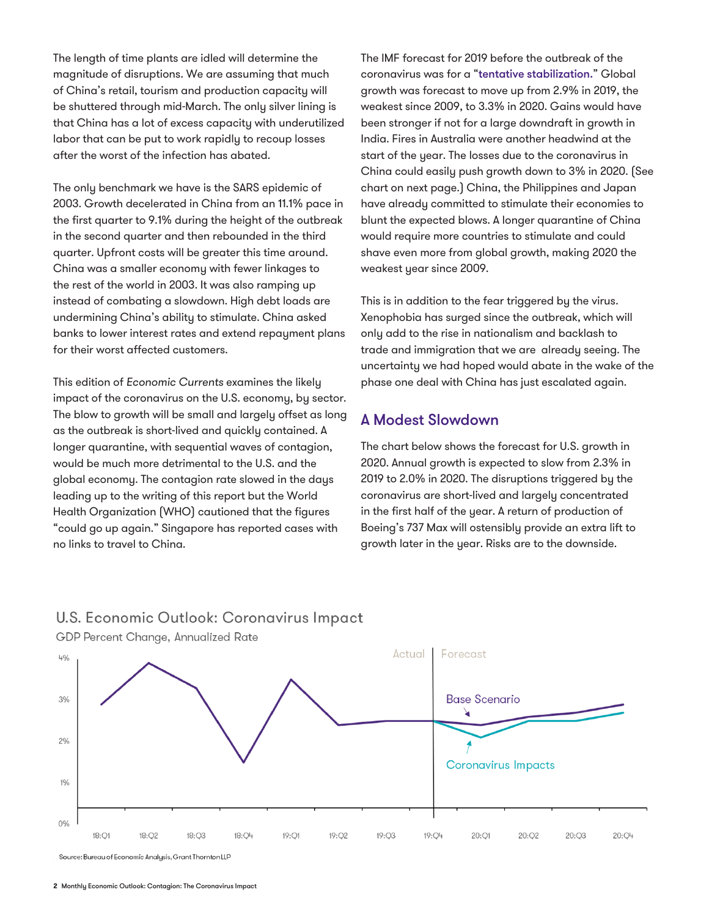The length of time plants are idled will determine the magnitude of disruptions. We are assuming that much of China's retail, tourism and production capacity will be shuttered through mid-March. The only silver lining is that China has a lot of excess capacity with underutilized labor that can be put to work rapidly to recoup losses after the worst of the infection has abated.

The only benchmark we have is the SARS epidemic of 2003. Growth decelerated in China from an 11.1% pace in the first quarter to 9.1% during the height of the outbreak in the second quarter and then rebounded in the third quarter. Upfront costs will be greater this time around. China was a smaller economy with fewer linkages to the rest of the world in 2003. It was also ramping up instead of combating a slowdown. High debt loads are undermining China's ability to stimulate. China asked banks to lower interest rates and extend repayment plans for their worst affected customers.

This edition of *Economic Currents* examines the likely impact of the coronavirus on the U.S. economy, by sector. The blow to growth will be small and largely offset as long as the outbreak is short-lived and quickly contained. A longer quarantine, with sequential waves of contagion, would be much more detrimental to the U.S. and the global economy. The contagion rate slowed in the days leading up to the writing of this report but the World Health Organization (WHO) cautioned that the figures "could go up again." Singapore has reported cases with no links to travel to China.

The IMF forecast for 2019 before the outbreak of the coronavirus was for a "**tentative stabilization.**" Global growth was forecast to move up from 2.9% in 2019, the weakest since 2009, to 3.3% in 2020. Gains would have been stronger if not for a large downdraft in growth in India. Fires in Australia were another headwind at the start of the year. The losses due to the coronavirus in China could easily push growth down to 3% in 2020. (See chart on next page.) China, the Philippines and Japan have already committed to stimulate their economies to blunt the expected blows. A longer quarantine of China would require more countries to stimulate and could shave even more from global growth, making 2020 the weakest year since 2009.

This is in addition to the fear triggered by the virus. Xenophobia has surged since the outbreak, which will only add to the rise in nationalism and backlash to trade and immigration that we are already seeing. The uncertainty we had hoped would abate in the wake of the phase one deal with China has just escalated again.

## A Modest Slowdown

The chart below shows the forecast for U.S. growth in 2020. Annual growth is expected to slow from 2.3% in 2019 to 2.0% in 2020. The disruptions triggered by the coronavirus are short-lived and largely concentrated in the first half of the year. A return of production of Boeing's 737 Max will ostensibly provide an extra lift to growth later in the year. Risks are to the downside.

**U.S. Economic Outlook: Coronavirus Impact**

GDP Percent Change, Annualized Rate

Source: Bureau of Economic Analysis, Grant Thornton LLP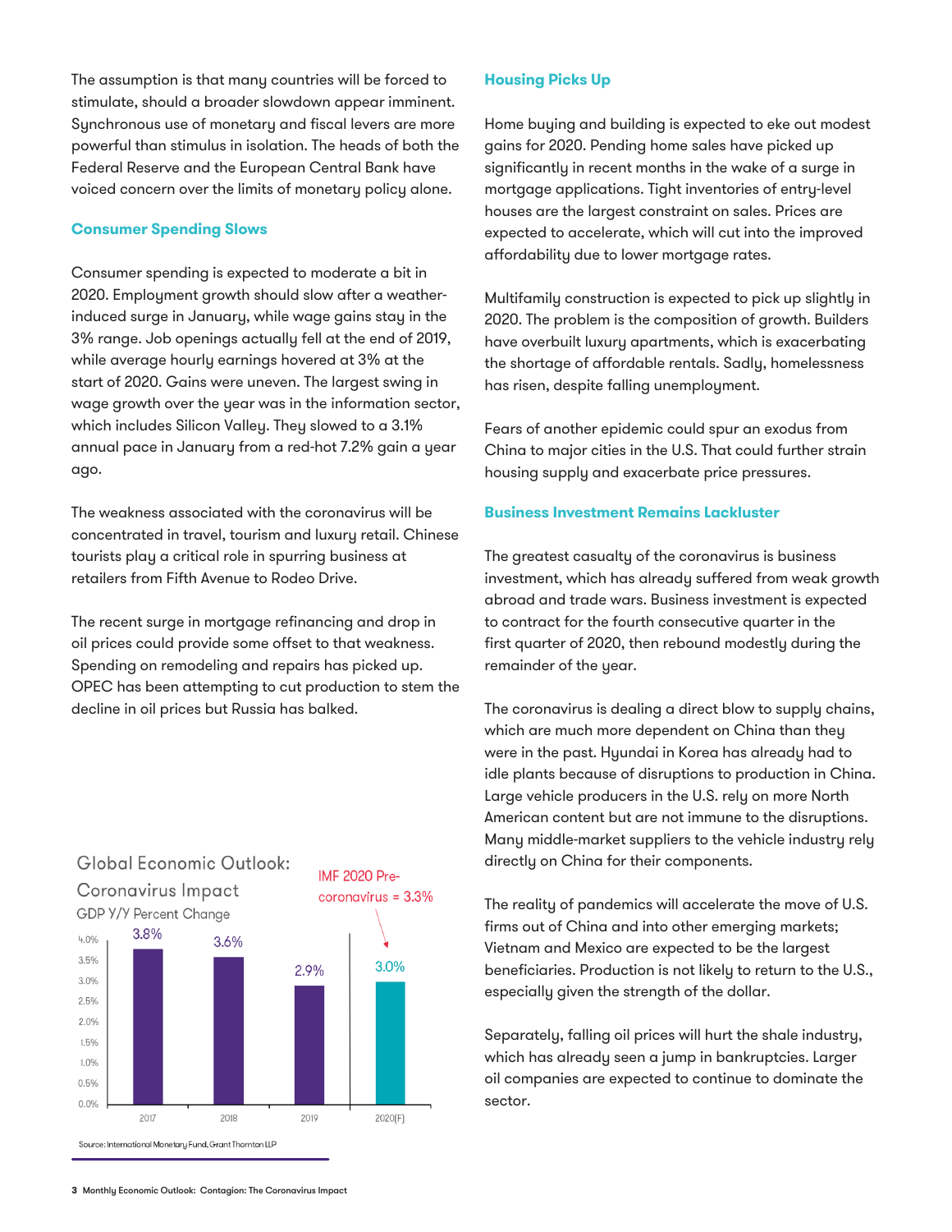The assumption is that many countries will be forced to stimulate, should a broader slowdown appear imminent. Synchronous use of monetary and fiscal levers are more powerful than stimulus in isolation. The heads of both the Federal Reserve and the European Central Bank have voiced concern over the limits of monetary policy alone.

### Consumer Spending Slows

Consumer spending is expected to moderate a bit in 2020. Employment growth should slow after a weather-induced surge in January, while wage gains stay in the 3% range. Job openings actually fell at the end of 2019, while average hourly earnings hovered at 3% at the start of 2020. Gains were uneven. The largest swing in wage growth over the year was in the information sector, which includes Silicon Valley. They slowed to a 3.1% annual pace in January from a red-hot 7.2% gain a year ago.

The weakness associated with the coronavirus will be concentrated in travel, tourism and luxury retail. Chinese tourists play a critical role in spurring business at retailers from Fifth Avenue to Rodeo Drive.

The recent surge in mortgage refinancing and drop in oil prices could provide some offset to that weakness. Spending on remodeling and repairs has picked up. OPEC has been attempting to cut production to stem the decline in oil prices but Russia has balked.

**Global Economic Outlook: Coronavirus Impact**

GDP Y/Y Percent Change

| Year | GDP Y/Y Percent Change |
|---|---|
| 2017 | 3.8% |
| 2018 | 3.6% |
| 2019 | 2.9% |
| 2020(F) | 3.0% |

IMF 2020 Pre-coronavirus = 3.3%

Source: International Monetary Fund, Grant Thornton LLP

### Housing Picks Up

Home buying and building is expected to eke out modest gains for 2020. Pending home sales have picked up significantly in recent months in the wake of a surge in mortgage applications. Tight inventories of entry-level houses are the largest constraint on sales. Prices are expected to accelerate, which will cut into the improved affordability due to lower mortgage rates.

Multifamily construction is expected to pick up slightly in 2020. The problem is the composition of growth. Builders have overbuilt luxury apartments, which is exacerbating the shortage of affordable rentals. Sadly, homelessness has risen, despite falling unemployment.

Fears of another epidemic could spur an exodus from China to major cities in the U.S. That could further strain housing supply and exacerbate price pressures.

### Business Investment Remains Lackluster

The greatest casualty of the coronavirus is business investment, which has already suffered from weak growth abroad and trade wars. Business investment is expected to contract for the fourth consecutive quarter in the first quarter of 2020, then rebound modestly during the remainder of the year.

The coronavirus is dealing a direct blow to supply chains, which are much more dependent on China than they were in the past. Hyundai in Korea has already had to idle plants because of disruptions to production in China. Large vehicle producers in the U.S. rely on more North American content but are not immune to the disruptions. Many middle-market suppliers to the vehicle industry rely directly on China for their components.

The reality of pandemics will accelerate the move of U.S. firms out of China and into other emerging markets; Vietnam and Mexico are expected to be the largest beneficiaries. Production is not likely to return to the U.S., especially given the strength of the dollar.

Separately, falling oil prices will hurt the shale industry, which has already seen a jump in bankruptcies. Larger oil companies are expected to continue to dominate the sector.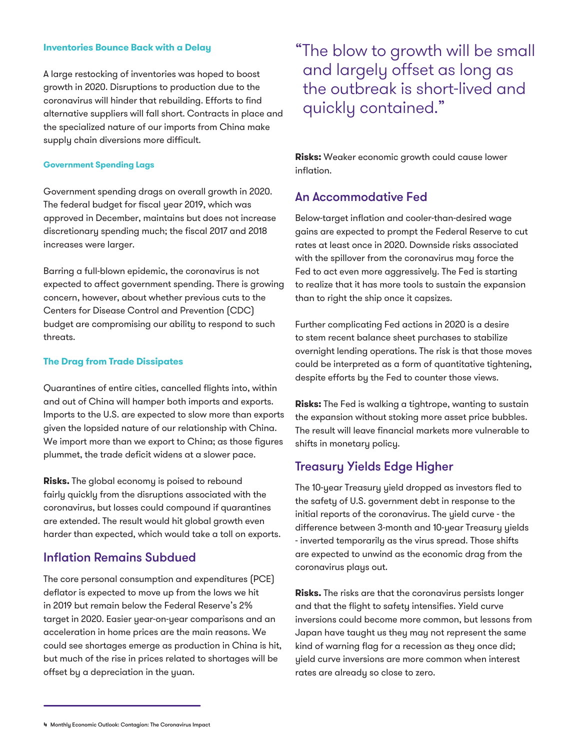#### Inventories Bounce Back with a Delay

A large restocking of inventories was hoped to boost growth in 2020. Disruptions to production due to the coronavirus will hinder that rebuilding. Efforts to find alternative suppliers will fall short. Contracts in place and the specialized nature of our imports from China make supply chain diversions more difficult.

#### Government Spending Lags

Government spending drags on overall growth in 2020. The federal budget for fiscal year 2019, which was approved in December, maintains but does not increase discretionary spending much; the fiscal 2017 and 2018 increases were larger.

Barring a full-blown epidemic, the coronavirus is not expected to affect government spending. There is growing concern, however, about whether previous cuts to the Centers for Disease Control and Prevention (CDC) budget are compromising our ability to respond to such threats.

#### The Drag from Trade Dissipates

Quarantines of entire cities, cancelled flights into, within and out of China will hamper both imports and exports. Imports to the U.S. are expected to slow more than exports given the lopsided nature of our relationship with China. We import more than we export to China; as those figures plummet, the trade deficit widens at a slower pace.

**Risks.** The global economy is poised to rebound fairly quickly from the disruptions associated with the coronavirus, but losses could compound if quarantines are extended. The result would hit global growth even harder than expected, which would take a toll on exports.

## Inflation Remains Subdued

The core personal consumption and expenditures (PCE) deflator is expected to move up from the lows we hit in 2019 but remain below the Federal Reserve's 2% target in 2020. Easier year-on-year comparisons and an acceleration in home prices are the main reasons. We could see shortages emerge as production in China is hit, but much of the rise in prices related to shortages will be offset by a depreciation in the yuan.

> "The blow to growth will be small and largely offset as long as the outbreak is short-lived and quickly contained."

**Risks:** Weaker economic growth could cause lower inflation.

## An Accommodative Fed

Below-target inflation and cooler-than-desired wage gains are expected to prompt the Federal Reserve to cut rates at least once in 2020. Downside risks associated with the spillover from the coronavirus may force the Fed to act even more aggressively. The Fed is starting to realize that it has more tools to sustain the expansion than to right the ship once it capsizes.

Further complicating Fed actions in 2020 is a desire to stem recent balance sheet purchases to stabilize overnight lending operations. The risk is that those moves could be interpreted as a form of quantitative tightening, despite efforts by the Fed to counter those views.

**Risks:** The Fed is walking a tightrope, wanting to sustain the expansion without stoking more asset price bubbles. The result will leave financial markets more vulnerable to shifts in monetary policy.

## Treasury Yields Edge Higher

The 10-year Treasury yield dropped as investors fled to the safety of U.S. government debt in response to the initial reports of the coronavirus. The yield curve - the difference between 3-month and 10-year Treasury yields - inverted temporarily as the virus spread. Those shifts are expected to unwind as the economic drag from the coronavirus plays out.

**Risks.** The risks are that the coronavirus persists longer and that the flight to safety intensifies. Yield curve inversions could become more common, but lessons from Japan have taught us they may not represent the same kind of warning flag for a recession as they once did; yield curve inversions are more common when interest rates are already so close to zero.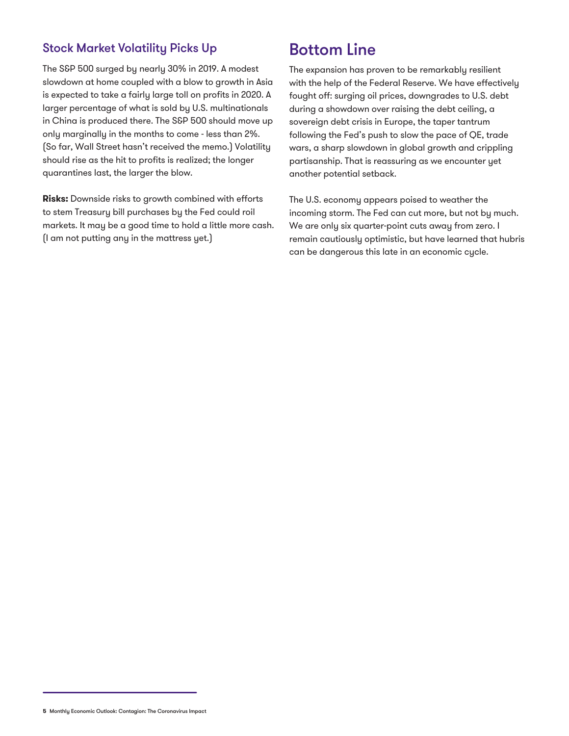## Stock Market Volatility Picks Up

The S&P 500 surged by nearly 30% in 2019. A modest slowdown at home coupled with a blow to growth in Asia is expected to take a fairly large toll on profits in 2020. A larger percentage of what is sold by U.S. multinationals in China is produced there. The S&P 500 should move up only marginally in the months to come - less than 2%. (So far, Wall Street hasn't received the memo.) Volatility should rise as the hit to profits is realized; the longer quarantines last, the larger the blow.

**Risks:** Downside risks to growth combined with efforts to stem Treasury bill purchases by the Fed could roil markets. It may be a good time to hold a little more cash. (I am not putting any in the mattress yet.)

# Bottom Line

The expansion has proven to be remarkably resilient with the help of the Federal Reserve. We have effectively fought off: surging oil prices, downgrades to U.S. debt during a showdown over raising the debt ceiling, a sovereign debt crisis in Europe, the taper tantrum following the Fed's push to slow the pace of QE, trade wars, a sharp slowdown in global growth and crippling partisanship. That is reassuring as we encounter yet another potential setback.

The U.S. economy appears poised to weather the incoming storm. The Fed can cut more, but not by much. We are only six quarter-point cuts away from zero. I remain cautiously optimistic, but have learned that hubris can be dangerous this late in an economic cycle.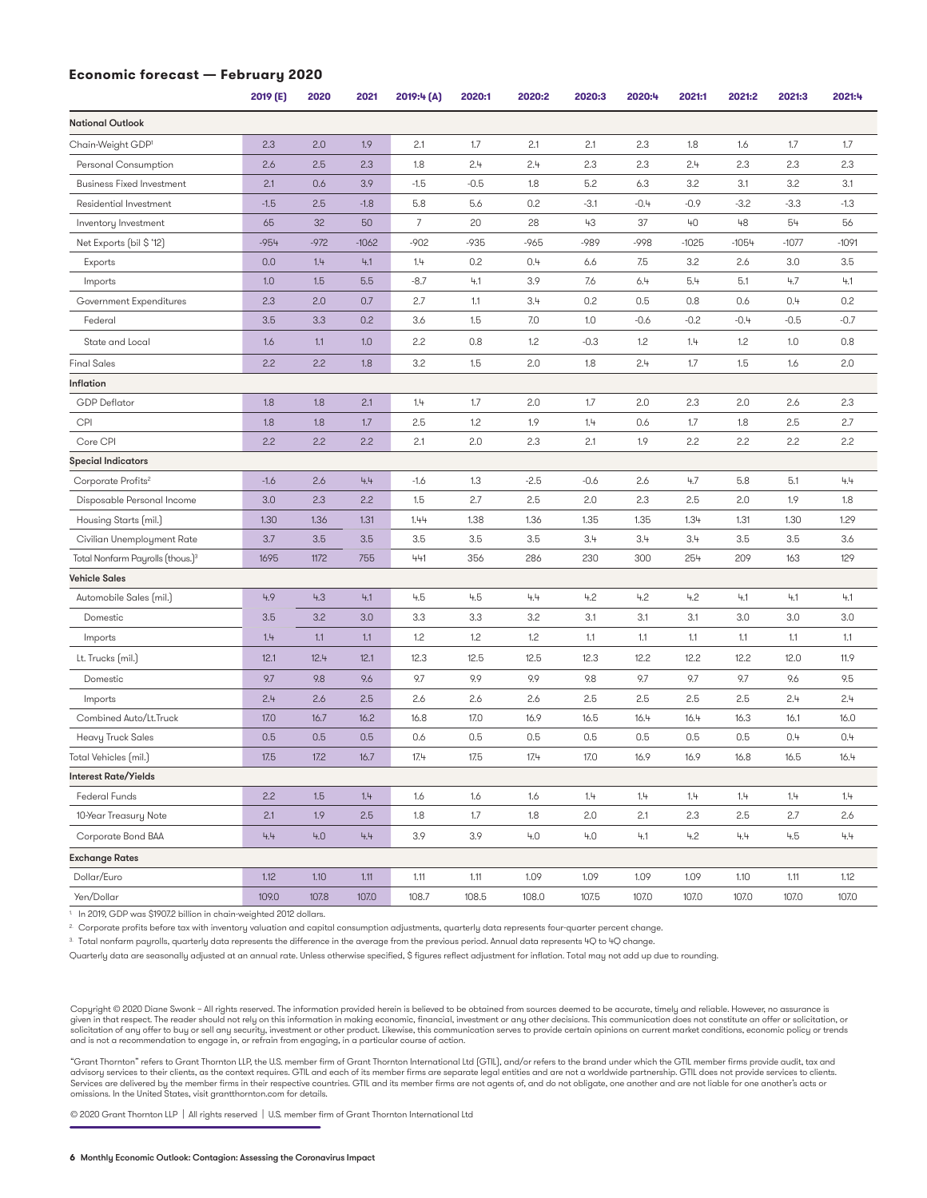## Economic forecast — February 2020

| | 2019 (E) | 2020 | 2021 | 2019:4 (A) | 2020:1 | 2020:2 | 2020:3 | 2020:4 | 2021:1 | 2021:2 | 2021:3 | 2021:4 |
|---|---|---|---|---|---|---|---|---|---|---|---|---|
| **National Outlook** | | | | | | | | | | | | |
| Chain-Weight GDP[1] | 2.3 | 2.0 | 1.9 | 2.1 | 1.7 | 2.1 | 2.1 | 2.3 | 1.8 | 1.6 | 1.7 | 1.7 |
| Personal Consumption | 2.6 | 2.5 | 2.3 | 1.8 | 2.4 | 2.4 | 2.3 | 2.3 | 2.4 | 2.3 | 2.3 | 2.3 |
| Business Fixed Investment | 2.1 | 0.6 | 3.9 | -1.5 | -0.5 | 1.8 | 5.2 | 6.3 | 3.2 | 3.1 | 3.2 | 3.1 |
| Residential Investment | -1.5 | 2.5 | -1.8 | 5.8 | 5.6 | 0.2 | -3.1 | -0.4 | -0.9 | -3.2 | -3.3 | -1.3 |
| Inventory Investment | 65 | 32 | 50 | 7 | 20 | 28 | 43 | 37 | 40 | 48 | 54 | 56 |
| Net Exports (bil $ '12) | -954 | -972 | -1062 | -902 | -935 | -965 | -989 | -998 | -1025 | -1054 | -1077 | -1091 |
| Exports | 0.0 | 1.4 | 4.1 | 1.4 | 0.2 | 0.4 | 6.6 | 7.5 | 3.2 | 2.6 | 3.0 | 3.5 |
| Imports | 1.0 | 1.5 | 5.5 | -8.7 | 4.1 | 3.9 | 7.6 | 6.4 | 5.4 | 5.1 | 4.7 | 4.1 |
| Government Expenditures | 2.3 | 2.0 | 0.7 | 2.7 | 1.1 | 3.4 | 0.2 | 0.5 | 0.8 | 0.6 | 0.4 | 0.2 |
| Federal | 3.5 | 3.3 | 0.2 | 3.6 | 1.5 | 7.0 | 1.0 | -0.6 | -0.2 | -0.4 | -0.5 | -0.7 |
| State and Local | 1.6 | 1.1 | 1.0 | 2.2 | 0.8 | 1.2 | -0.3 | 1.2 | 1.4 | 1.2 | 1.0 | 0.8 |
| Final Sales | 2.2 | 2.2 | 1.8 | 3.2 | 1.5 | 2.0 | 1.8 | 2.4 | 1.7 | 1.5 | 1.6 | 2.0 |
| **Inflation** | | | | | | | | | | | | |
| GDP Deflator | 1.8 | 1.8 | 2.1 | 1.4 | 1.7 | 2.0 | 1.7 | 2.0 | 2.3 | 2.0 | 2.6 | 2.3 |
| CPI | 1.8 | 1.8 | 1.7 | 2.5 | 1.2 | 1.9 | 1.4 | 0.6 | 1.7 | 1.8 | 2.5 | 2.7 |
| Core CPI | 2.2 | 2.2 | 2.2 | 2.1 | 2.0 | 2.3 | 2.1 | 1.9 | 2.2 | 2.2 | 2.2 | 2.2 |
| **Special Indicators** | | | | | | | | | | | | |
| Corporate Profits[2] | -1.6 | 2.6 | 4.4 | -1.6 | 1.3 | -2.5 | -0.6 | 2.6 | 4.7 | 5.8 | 5.1 | 4.4 |
| Disposable Personal Income | 3.0 | 2.3 | 2.2 | 1.5 | 2.7 | 2.5 | 2.0 | 2.3 | 2.5 | 2.0 | 1.9 | 1.8 |
| Housing Starts (mil.) | 1.30 | 1.36 | 1.31 | 1.44 | 1.38 | 1.36 | 1.35 | 1.35 | 1.34 | 1.31 | 1.30 | 1.29 |
| Civilian Unemployment Rate | 3.7 | 3.5 | 3.5 | 3.5 | 3.5 | 3.5 | 3.4 | 3.4 | 3.4 | 3.5 | 3.5 | 3.6 |
| Total Nonfarm Payrolls (thous.)[3] | 1695 | 1172 | 755 | 441 | 356 | 286 | 230 | 300 | 254 | 209 | 163 | 129 |
| **Vehicle Sales** | | | | | | | | | | | | |
| Automobile Sales (mil.) | 4.9 | 4.3 | 4.1 | 4.5 | 4.5 | 4.4 | 4.2 | 4.2 | 4.2 | 4.1 | 4.1 | 4.1 |
| Domestic | 3.5 | 3.2 | 3.0 | 3.3 | 3.3 | 3.2 | 3.1 | 3.1 | 3.1 | 3.0 | 3.0 | 3.0 |
| Imports | 1.4 | 1.1 | 1.1 | 1.2 | 1.2 | 1.2 | 1.1 | 1.1 | 1.1 | 1.1 | 1.1 | 1.1 |
| Lt. Trucks (mil.) | 12.1 | 12.4 | 12.1 | 12.3 | 12.5 | 12.5 | 12.3 | 12.2 | 12.2 | 12.2 | 12.0 | 11.9 |
| Domestic | 9.7 | 9.8 | 9.6 | 9.7 | 9.9 | 9.9 | 9.8 | 9.7 | 9.7 | 9.7 | 9.6 | 9.5 |
| Imports | 2.4 | 2.6 | 2.5 | 2.6 | 2.6 | 2.6 | 2.5 | 2.5 | 2.5 | 2.5 | 2.4 | 2.4 |
| Combined Auto/Lt.Truck | 17.0 | 16.7 | 16.2 | 16.8 | 17.0 | 16.9 | 16.5 | 16.4 | 16.4 | 16.3 | 16.1 | 16.0 |
| Heavy Truck Sales | 0.5 | 0.5 | 0.5 | 0.6 | 0.5 | 0.5 | 0.5 | 0.5 | 0.5 | 0.5 | 0.4 | 0.4 |
| Total Vehicles (mil.) | 17.5 | 17.2 | 16.7 | 17.4 | 17.5 | 17.4 | 17.0 | 16.9 | 16.9 | 16.8 | 16.5 | 16.4 |
| **Interest Rate/Yields** | | | | | | | | | | | | |
| Federal Funds | 2.2 | 1.5 | 1.4 | 1.6 | 1.6 | 1.6 | 1.4 | 1.4 | 1.4 | 1.4 | 1.4 | 1.4 |
| 10-Year Treasury Note | 2.1 | 1.9 | 2.5 | 1.8 | 1.7 | 1.8 | 2.0 | 2.1 | 2.3 | 2.5 | 2.7 | 2.6 |
| Corporate Bond BAA | 4.4 | 4.0 | 4.4 | 3.9 | 3.9 | 4.0 | 4.0 | 4.1 | 4.2 | 4.4 | 4.5 | 4.4 |
| **Exchange Rates** | | | | | | | | | | | | |
| Dollar/Euro | 1.12 | 1.10 | 1.11 | 1.11 | 1.11 | 1.09 | 1.09 | 1.09 | 1.09 | 1.10 | 1.11 | 1.12 |
| Yen/Dollar | 109.0 | 107.8 | 107.0 | 108.7 | 108.5 | 108.0 | 107.5 | 107.0 | 107.0 | 107.0 | 107.0 | 107.0 |

[1] In 2019, GDP was $19072 billion in chain-weighted 2012 dollars.

[2] Corporate profits before tax with inventory valuation and capital consumption adjustments, quarterly data represents four-quarter percent change.

[3] Total nonfarm payrolls, quarterly data represents the difference in the average from the previous period. Annual data represents 4Q to 4Q change.

Quarterly data are seasonally adjusted at an annual rate. Unless otherwise specified, $ figures reflect adjustment for inflation. Total may not add up due to rounding.

Copyright © 2020 Diane Swonk – All rights reserved. The information provided herein is believed to be obtained from sources deemed to be accurate, timely and reliable. However, no assurance is given in that respect. The reader should not rely on this information in making economic, financial, investment or any other decisions. This communication does not constitute an offer or solicitation, or solicitation of any offer to buy or sell any security, investment or other product. Likewise, this communication serves to provide certain opinions on current market conditions, economic policy or trends and is not a recommendation to engage in, or refrain from engaging, in a particular course of action.

"Grant Thornton" refers to Grant Thornton LLP, the U.S. member firm of Grant Thornton International Ltd (GTIL), and/or refers to the brand under which the GTIL member firms provide audit, tax and advisory services to their clients, as the context requires. GTIL and each of its member firms are separate legal entities and are not a worldwide partnership. GTIL does not provide services to clients. Services are delivered by the member firms in their respective countries. GTIL and its member firms are not agents of, and do not obligate, one another and are not liable for one another's acts or omissions. In the United States, visit grantthornton.com for details.

© 2020 Grant Thornton LLP | All rights reserved | U.S. member firm of Grant Thornton International Ltd